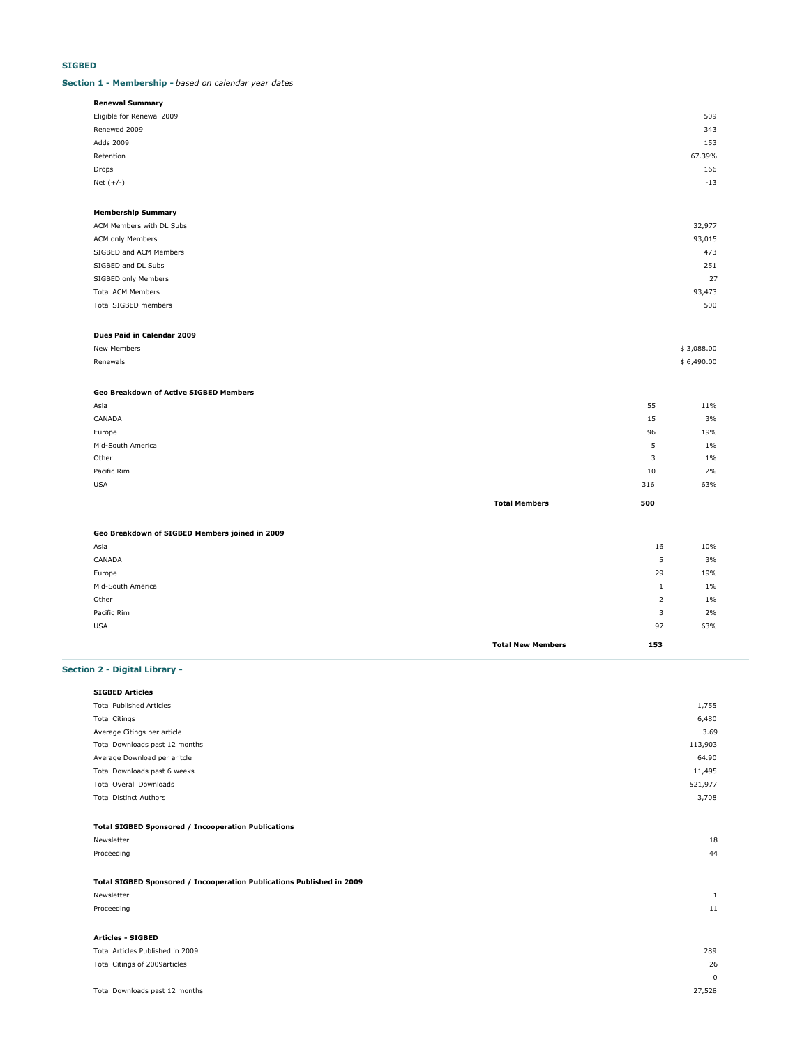**SIGBED**

## Section 1 - Membership - *based on calendar year dates*

### Renewal Summary

| | |
|---|---|
| Eligible for Renewal 2009 | 509 |
| Renewed 2009 | 343 |
| Adds 2009 | 153 |
| Retention | 67.39% |
| Drops | 166 |
| Net (+/-) | -13 |

### Membership Summary

| | |
|---|---|
| ACM Members with DL Subs | 32,977 |
| ACM only Members | 93,015 |
| SIGBED and ACM Members | 473 |
| SIGBED and DL Subs | 251 |
| SIGBED only Members | 27 |
| Total ACM Members | 93,473 |
| Total SIGBED members | 500 |

### Dues Paid in Calendar 2009

| | |
|---|---|
| New Members | $ 3,088.00 |
| Renewals | $ 6,490.00 |

### Geo Breakdown of Active SIGBED Members

| | | | |
|---|---|---|---|
| Asia | | 55 | 11% |
| CANADA | | 15 | 3% |
| Europe | | 96 | 19% |
| Mid-South America | | 5 | 1% |
| Other | | 3 | 1% |
| Pacific Rim | | 10 | 2% |
| USA | | 316 | 63% |
| | **Total Members** | **500** | |

### Geo Breakdown of SIGBED Members joined in 2009

| | | | |
|---|---|---|---|
| Asia | | 16 | 10% |
| CANADA | | 5 | 3% |
| Europe | | 29 | 19% |
| Mid-South America | | 1 | 1% |
| Other | | 2 | 1% |
| Pacific Rim | | 3 | 2% |
| USA | | 97 | 63% |
| | **Total New Members** | **153** | |

## Section 2 - Digital Library -

### SIGBED Articles

| | |
|---|---|
| Total Published Articles | 1,755 |
| Total Citings | 6,480 |
| Average Citings per article | 3.69 |
| Total Downloads past 12 months | 113,903 |
| Average Download per aritcle | 64.90 |
| Total Downloads past 6 weeks | 11,495 |
| Total Overall Downloads | 521,977 |
| Total Distinct Authors | 3,708 |

### Total SIGBED Sponsored / Incooperation Publications

| | |
|---|---|
| Newsletter | 18 |
| Proceeding | 44 |

### Total SIGBED Sponsored / Incooperation Publications Published in 2009

| | |
|---|---|
| Newsletter | 1 |
| Proceeding | 11 |

### Articles - SIGBED

| | |
|---|---|
| Total Articles Published in 2009 | 289 |
| Total Citings of 2009articles | 26 |
| | 0 |
| Total Downloads past 12 months | 27,528 |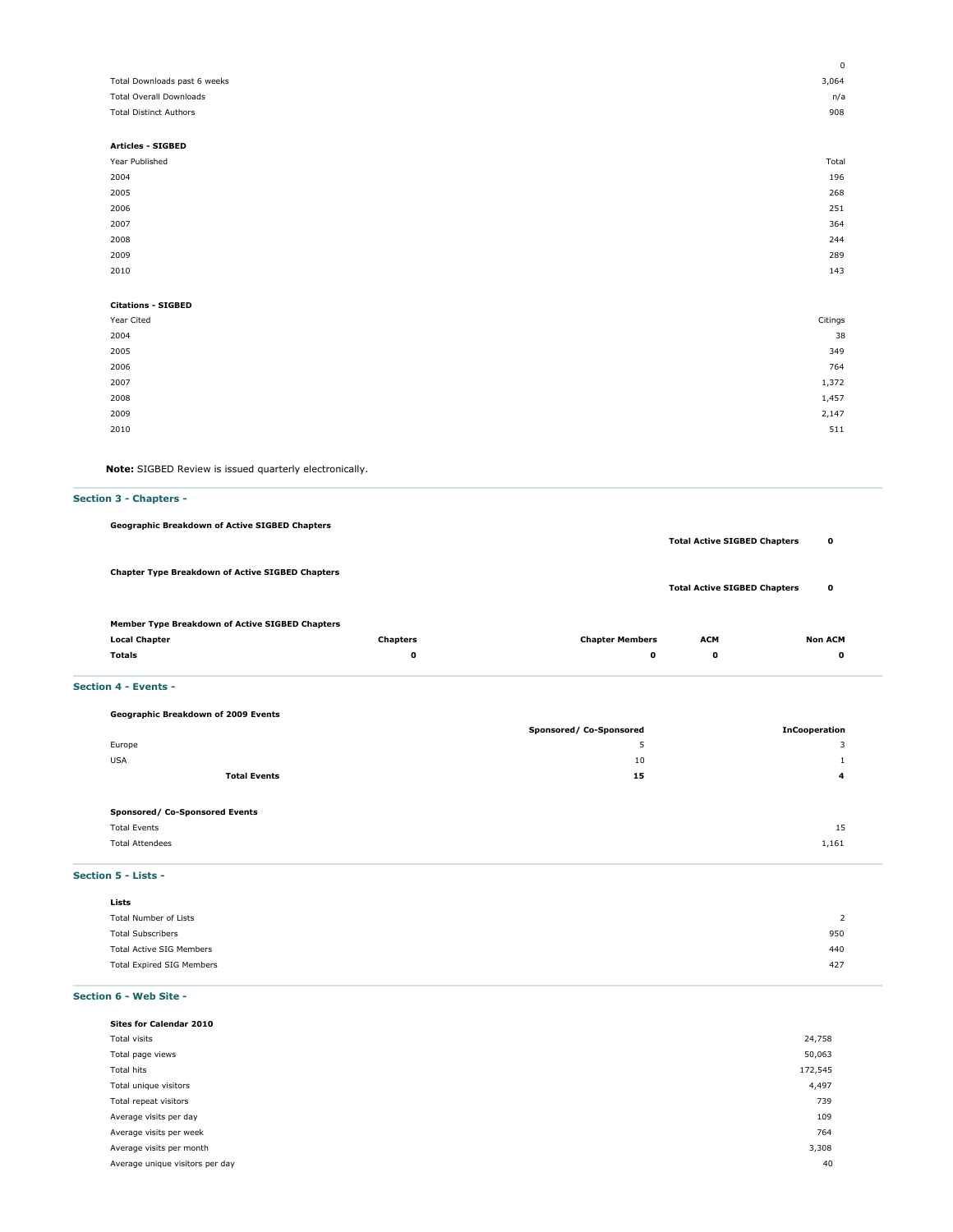| | |
|---|---|
| | 0 |
| Total Downloads past 6 weeks | 3,064 |
| Total Overall Downloads | n/a |
| Total Distinct Authors | 908 |

**Articles - SIGBED**

| Year Published | Total |
|---|---|
| 2004 | 196 |
| 2005 | 268 |
| 2006 | 251 |
| 2007 | 364 |
| 2008 | 244 |
| 2009 | 289 |
| 2010 | 143 |

**Citations - SIGBED**

| Year Cited | Citings |
|---|---|
| 2004 | 38 |
| 2005 | 349 |
| 2006 | 764 |
| 2007 | 1,372 |
| 2008 | 1,457 |
| 2009 | 2,147 |
| 2010 | 511 |

**Note:** SIGBED Review is issued quarterly electronically.

## Section 3 - Chapters -

**Geographic Breakdown of Active SIGBED Chapters**

**Total Active SIGBED Chapters** **0**

**Chapter Type Breakdown of Active SIGBED Chapters**

**Total Active SIGBED Chapters** **0**

**Member Type Breakdown of Active SIGBED Chapters**

| Local Chapter | Chapters | Chapter Members | ACM | Non ACM |
|---|---|---|---|---|
| **Totals** | **0** | **0** | **0** | **0** |

## Section 4 - Events -

**Geographic Breakdown of 2009 Events**

| | Sponsored/ Co-Sponsored | InCooperation |
|---|---|---|
| Europe | 5 | 3 |
| USA | 10 | 1 |
| **Total Events** | **15** | **4** |

**Sponsored/ Co-Sponsored Events**

| | |
|---|---|
| Total Events | 15 |
| Total Attendees | 1,161 |

## Section 5 - Lists -

**Lists**

| | |
|---|---|
| Total Number of Lists | 2 |
| Total Subscribers | 950 |
| Total Active SIG Members | 440 |
| Total Expired SIG Members | 427 |

## Section 6 - Web Site -

**Sites for Calendar 2010**

| | |
|---|---|
| Total visits | 24,758 |
| Total page views | 50,063 |
| Total hits | 172,545 |
| Total unique visitors | 4,497 |
| Total repeat visitors | 739 |
| Average visits per day | 109 |
| Average visits per week | 764 |
| Average visits per month | 3,308 |
| Average unique visitors per day | 40 |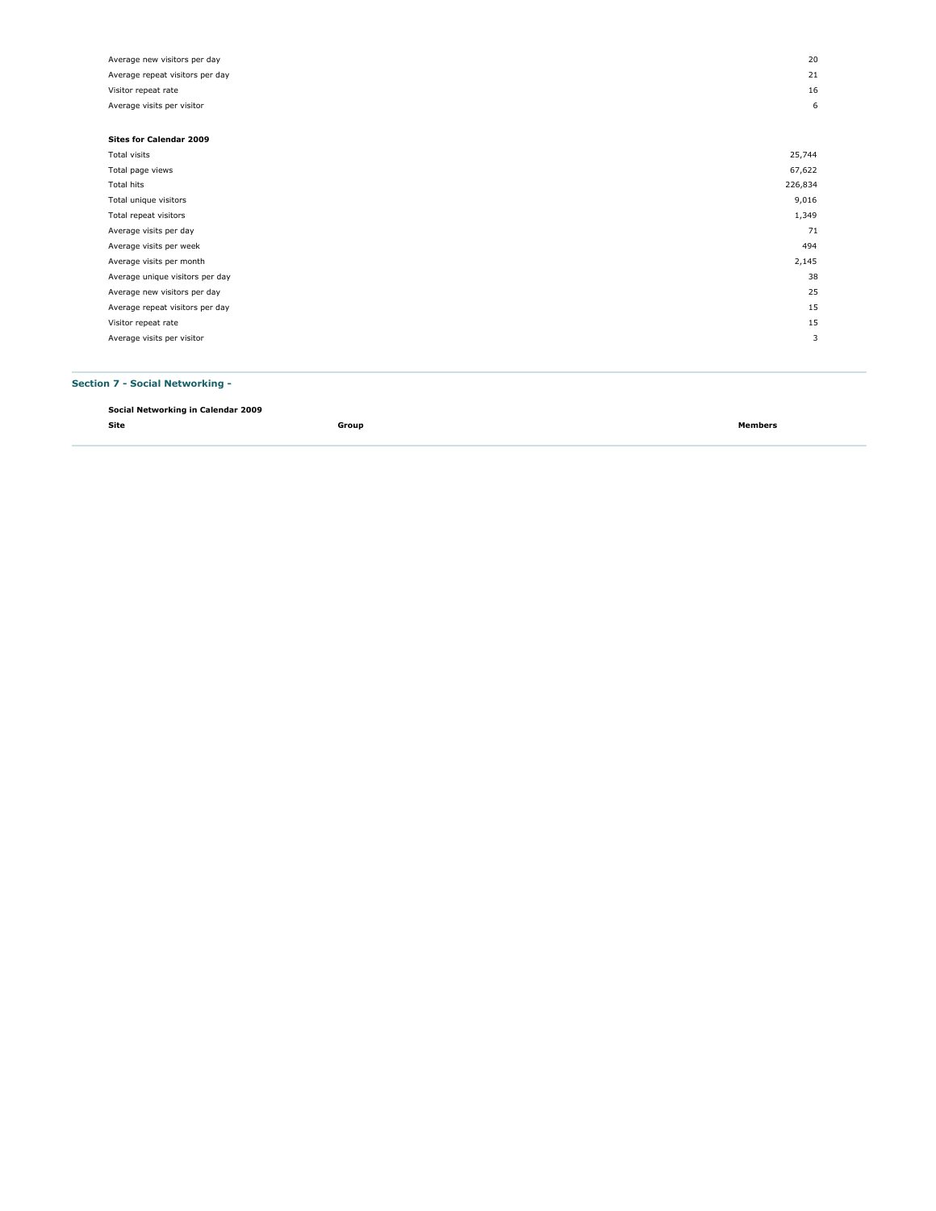| | |
|---|---|
| Average new visitors per day | 20 |
| Average repeat visitors per day | 21 |
| Visitor repeat rate | 16 |
| Average visits per visitor | 6 |

**Sites for Calendar 2009**

| | |
|---|---|
| Total visits | 25,744 |
| Total page views | 67,622 |
| Total hits | 226,834 |
| Total unique visitors | 9,016 |
| Total repeat visitors | 1,349 |
| Average visits per day | 71 |
| Average visits per week | 494 |
| Average visits per month | 2,145 |
| Average unique visitors per day | 38 |
| Average new visitors per day | 25 |
| Average repeat visitors per day | 15 |
| Visitor repeat rate | 15 |
| Average visits per visitor | 3 |

## Section 7 - Social Networking -

**Social Networking in Calendar 2009**

| Site | Group | Members |
|---|---|---|